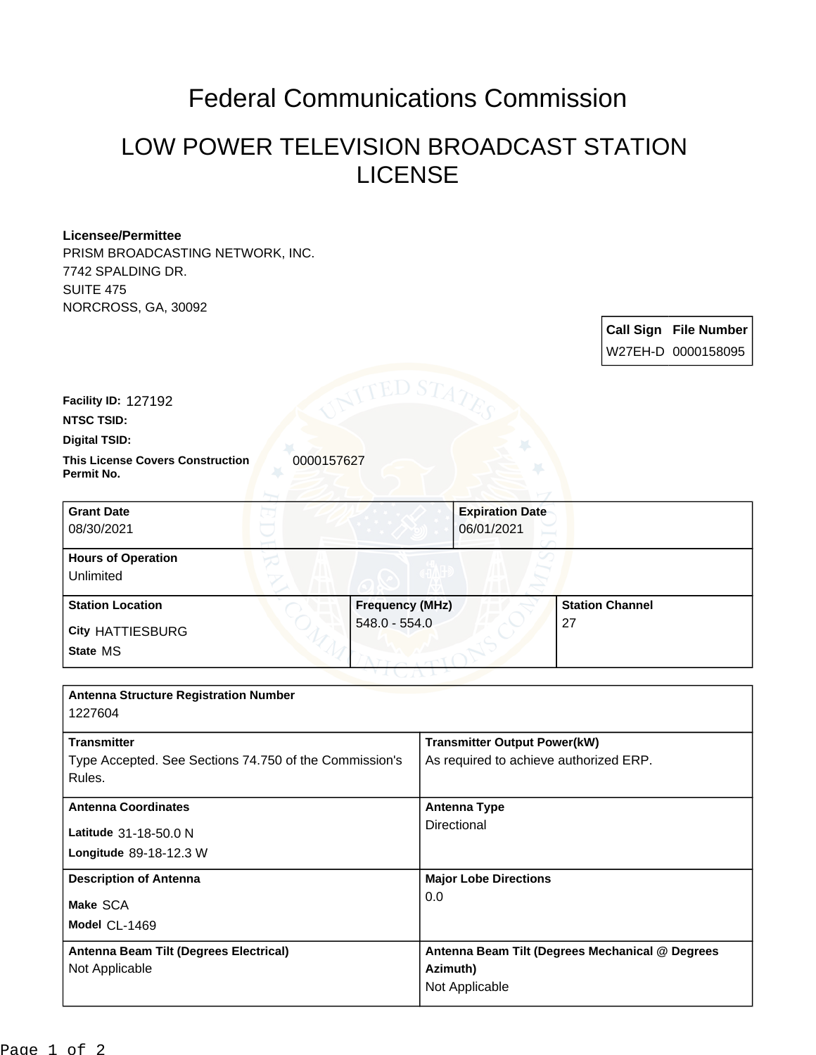# Federal Communications Commission

## LOW POWER TELEVISION BROADCAST STATION LICENSE

**Licensee/Permittee**
PRISM BROADCASTING NETWORK, INC.
7742 SPALDING DR.
SUITE 475
NORCROSS, GA, 30092

| Call Sign | File Number |
| --- | --- |
| W27EH-D | 0000158095 |

**Facility ID:** 127192

**NTSC TSID:**

**Digital TSID:**

**This License Covers Construction Permit No.** 0000157627

| Grant Date | Expiration Date |
| --- | --- |
| 08/30/2021 | 06/01/2021 |

**Hours of Operation**
Unlimited

| Station Location | Frequency (MHz) | Station Channel |
| --- | --- | --- |
| City HATTIESBURG<br>State MS | 548.0 - 554.0 | 27 |

**Antenna Structure Registration Number**
1227604

| Transmitter | Transmitter Output Power(kW) |
| --- | --- |
| Type Accepted. See Sections 74.750 of the Commission's Rules. | As required to achieve authorized ERP. |

| Antenna Coordinates | Antenna Type |
| --- | --- |
| Latitude 31-18-50.0 N<br>Longitude 89-18-12.3 W | Directional |

| Description of Antenna | Major Lobe Directions |
| --- | --- |
| Make SCA<br>Model CL-1469 | 0.0 |

| Antenna Beam Tilt (Degrees Electrical) | Antenna Beam Tilt (Degrees Mechanical @ Degrees Azimuth) |
| --- | --- |
| Not Applicable | Not Applicable |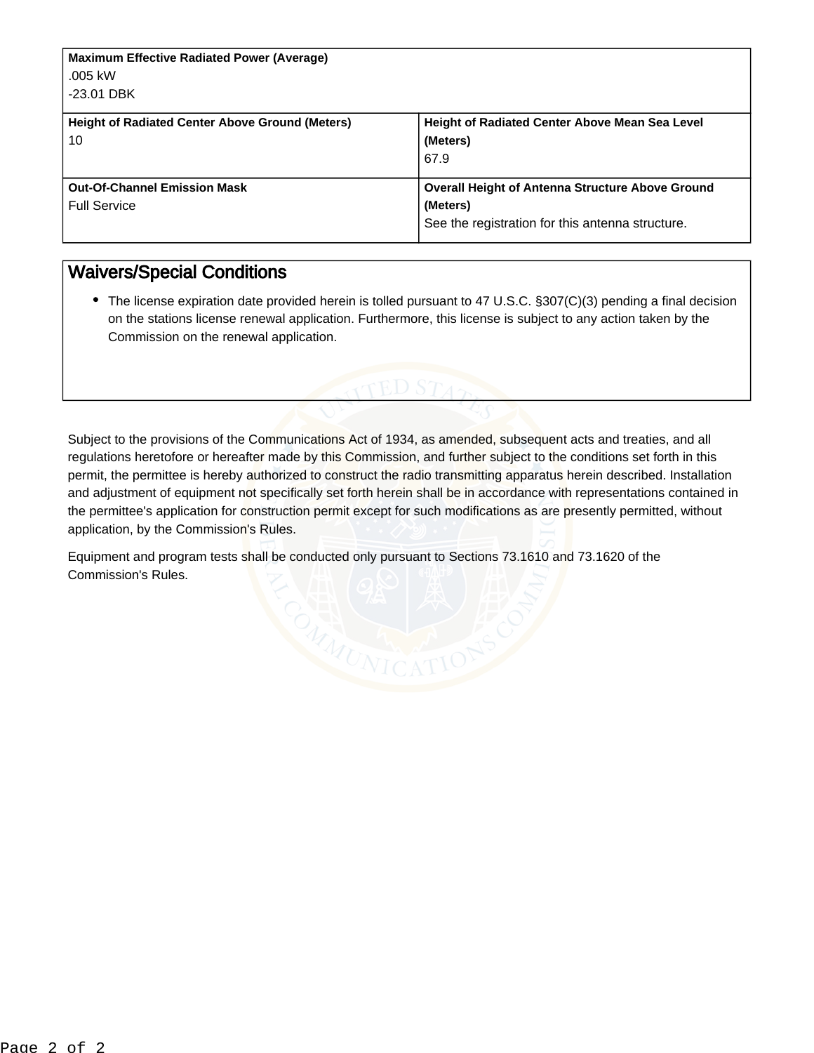| | |
|---|---|
| **Maximum Effective Radiated Power (Average)**<br>.005 kW<br>-23.01 DBK | |
| **Height of Radiated Center Above Ground (Meters)**<br>10 | **Height of Radiated Center Above Mean Sea Level (Meters)**<br>67.9 |
| **Out-Of-Channel Emission Mask**<br>Full Service | **Overall Height of Antenna Structure Above Ground (Meters)**<br>See the registration for this antenna structure. |

## Waivers/Special Conditions

- The license expiration date provided herein is tolled pursuant to 47 U.S.C. §307(C)(3) pending a final decision on the stations license renewal application. Furthermore, this license is subject to any action taken by the Commission on the renewal application.

Subject to the provisions of the Communications Act of 1934, as amended, subsequent acts and treaties, and all regulations heretofore or hereafter made by this Commission, and further subject to the conditions set forth in this permit, the permittee is hereby authorized to construct the radio transmitting apparatus herein described. Installation and adjustment of equipment not specifically set forth herein shall be in accordance with representations contained in the permittee's application for construction permit except for such modifications as are presently permitted, without application, by the Commission's Rules.

Equipment and program tests shall be conducted only pursuant to Sections 73.1610 and 73.1620 of the Commission's Rules.